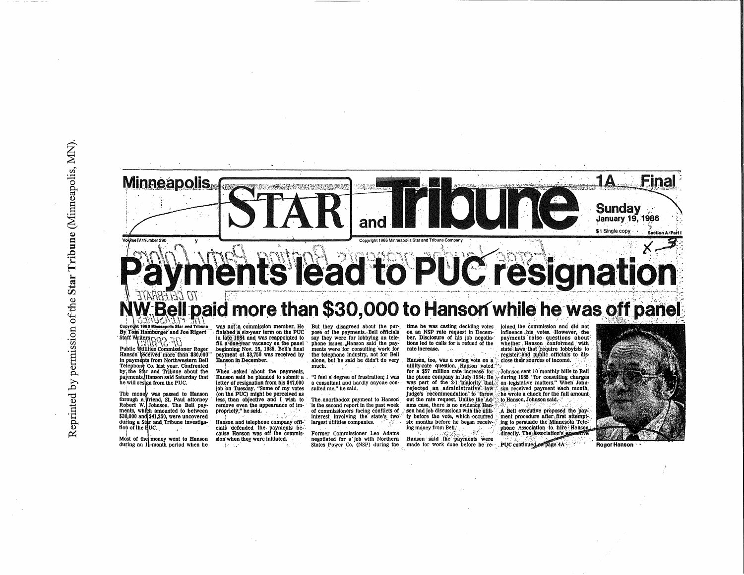Reprinted by permission of the Star Tribune (Minneapolis, MN).

Minneapolis STAR and Tribune

1A Final

Sunday January 19, 1986

$1 Single copy Section A/Part I

Volume IV/Number 290

Copyright 1986 Minneapolis Star and Tribune Company

# Payments lead to PUC resignation

## NW Bell paid more than $30,000 to Hanson while he was off panel

Copyright 1986 Minneapolis Star and Tribune
By Tom Hamburger and Joe Rigert
Staff Writers

Public Utilities Commissioner Roger Hanson received more than $30,000 in payments from Northwestern Bell Telephone Co. last year. Confronted by the Star and Tribune about the payments, Hanson said Saturday that he will resign from the PUC.

The money was passed to Hanson through a friend, St. Paul attorney Robert W. Johnson. The Bell payments, which amounted to between $30,000 and $41,250, were uncovered during a Star and Tribune investigation of the PUC.

Most of the money went to Hanson during an 11-month period when he was not a commission member. He finished a six-year term on the PUC in late 1984 and was reappointed to fill a one-year vacancy on the panel beginning Nov. 25, 1985. Bell's final payment of $3,750 was received by Hanson in December.

When asked about the payments, Hanson said he planned to submit a letter of resignation from his $47,000 job on Tuesday. "Some of my votes (on the PUC) might be perceived as less than objective and I wish to remove even the appearance of impropriety," he said.

Hanson and telephone company officials defended the payments because Hanson was off the commission when they were initiated.

But they disagreed about the purpose of the payments. Bell officials say they were for lobbying on telephone issues. Hanson said the payments were for consulting work for the telephone industry, not for Bell alone, but he said he didn't do very much.

"I feel a degree of frustration; I was a consultant and hardly anyone consulted me," he said.

The unorthodox payment to Hanson is the second report in the past week of commissioners facing conflicts of interest involving the state's two largest utilities companies.

Former Commissioner Leo Adams negotiated for a job with Northern States Power Co. (NSP) during the time he was casting deciding votes on an NSP rate request in December. Disclosure of his job negotiations led to calls for a refund of the rate increase.

Hanson, too, was a swing vote on a utility-rate question. Hanson voted for a $57 million rate increase for the phone company in July 1984. He was part of the 2-1 majority that rejected an administrative law judge's recommendation to throw out the rate request. Unlike the Adams case, there is no evidence Hanson had job discussions with the utility before the vote, which occurred six months before he began receiving money from Bell.

Hanson said the payments were made for work done before he rejoined the commission and did not influence his votes. However, the payments raise questions about whether Hanson conformed with state laws that require lobbyists to register and public officials to disclose their sources of income.

Johnson sent 10 monthly bills to Bell during 1985 "for consulting charges on legislative matters." When Johnson received payment each month, he wrote a check for the full amount to Hanson, Johnson said.

A Bell executive proposed the payment procedure after first attempting to persuade the Minnesota Telephone Association to hire Hanson directly. The association's executive

PUC continued on page 4A

Roger Hanson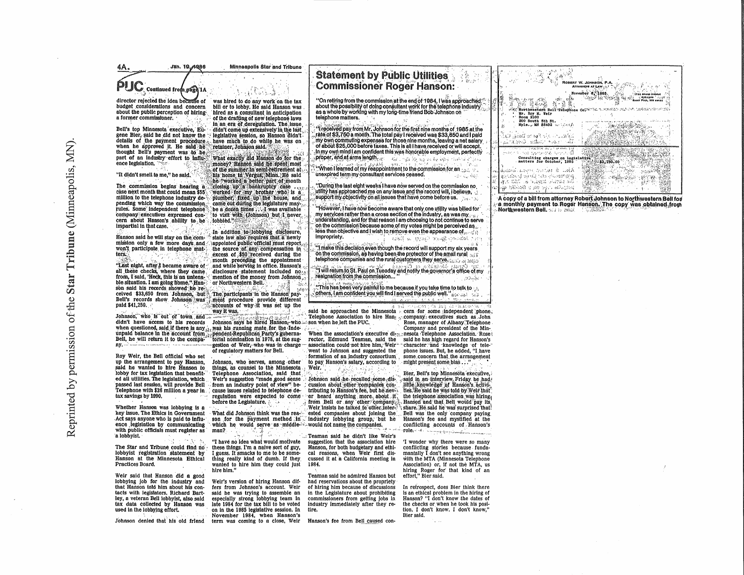Reprinted by permission of the Star Tribune (Minneapolis, MN).

# PUC Continued from page 1A

director rejected the idea because of budget considerations and concern about the public perception of hiring a former commissioner.

Bell's top Minnesota executive, Eugene Bier, said he did not know the details of the payment procedure when he approved it. He said he thought Bell's payment was to be part of an industry effort to influence legislation.

"It didn't smell to me," he said.

The commission begins hearing a case next month that could mean $55 million to the telephone industry depending which way the commission rules. Some independent telephone company executives expressed concern about Hanson's ability to be impartial in that case.

Hanson said he will stay on the commission only a few more days and won't participate in telephone matters.

"Last night, after I became aware of all these checks, where they came from, I said, 'Heck, this is an untenable situation. I am going home.'" Hanson said his records showed he received $33,650 from Johnson, but Bell's records show Johnson was paid $41,250.

Johnson, who is out of town and didn't have access to his records when questioned, said if there is any unpaid balance in the account from Bell, he will return it to the company.

Roy Weir, the Bell official who set up the arrangement to pay Hanson, said he wanted to hire Hanson to lobby for tax legislation that benefited all utilities. The legislation, which passed last session, will provide Bell Telephone with $26 million a year in tax savings by 1990.

Whether Hanson was lobbying is a key issue. The Ethics in Government Act says anyone who is paid to influence legislation by communicating with public officials must register as a lobbyist.

The Star and Tribune could find no lobbyist registration statement by Hanson at the Minnesota Ethical Practices Board.

Weir said that Hanson did a good lobbying job for the industry and that Hanson told him about his contacts with legislators. Richard Bartley, a veteran Bell lobbyist, also said tax data collected by Hanson was used in the lobbying effort.

Johnson denied that his old friend was hired to do any work on the tax bill or to lobby. He said Hanson was hired as a consultant in anticipation of the drafting of new telephone laws in an era of deregulation. The issue didn't come up extensively in the last legislative session, so Hanson didn't have much to do while he was on retainer, Johnson said.

What exactly did Hanson do for the money? Hanson said he spent most of the summer in semi-retirement at his home in Vergus, Minn. He said he "worked a better part of month closing up a bankruptcy case ... worked for my brother who is a plumber, fixed up the house, and came out during the legislature maybe a dozen times ... I was available to visit with (Johnson) but I never lobbied."

In addition to lobbying disclosure, state law also requires that a newly appointed public official must report the source of any compensation in excess of $50 received during the month preceding the appointment and while serving in office. Hanson's disclosure statement included no mention of the money from Johnson or Northwestern Bell.

The participants in the Hanson payment procedure provide different accounts of why it was set up the way it was.

Johnson says he hired Hanson, who was his running mate for the Independent-Republican Party's gubernatorial nomination in 1978, at the suggestion of Weir, who was in charge of regulatory matters for Bell.

Johnson, who serves, among other things, as counsel to the Minnesota Telephone Association, said that Weir's suggestion "made good sense from an industry point of view" because issues related to telephone deregulation were expected to come before the Legislature.

What did Johnson think was the reason for the payment method in which he would serve as middleman?

"I have no idea what would motivate these things. I'm a naive sort of guy, I guess. It smacks to me to be something really kind of dumb. If they wanted to hire him they could just hire him."

Weir's version of hiring Hanson differs from Johnson's account. Weir said he was trying to assemble an especially strong lobbying team in late 1984 for the tax bill to be voted on in the 1985 legislative session. In November 1984, when Hanson's term was coming to a close, Weir said he approached the Minnesota Telephone Association to hire Hanson when he left the PUC.

When the association's executive director, Edmund Teaman, said the association could not hire him, Weir went to Johnson and suggested the formation of an industry consortium to pay Hanson's salary, according to Weir.

Johnson said he recalled some discussion about other companies contributing to Hanson's fee, but he never heard anything more about it from Bell or any other company. Weir insists he talked to other interested companies about joining the industry lobbying group, but he would not name the companies.

Teaman said he didn't like Weir's suggestion that the association hire Hanson, for both budgetary and ethical reasons, when Weir first discussed it at a California meeting in 1984.

Teaman said he admired Hanson but had reservations about the propriety of hiring him because of discussions in the Legislature about prohibiting commissioners from getting jobs in industry immediately after they retire.

Hanson's fee from Bell caused concern for some independent phone company executives such as John Rose, manager of Albany Telephone Company and president of the Minnesota Telephone Association. Rose said he has high regard for Hanson's character and knowledge of telephone issues. But, he added, "I have some concern that the arrangement might present some bias ..."

Bier, Bell's top Minnesota executive, said in an interview Friday he had little knowledge of Hanson's activities. He said he was told by Weir that the telephone association was hiring Hanson and that Bell would pay its share. He said he was surprised that Bell was the only company paying Hanson's fee and mystified at the conflicting accounts of Hanson's role.

"I wonder why there were so many conflicting stories because fundamentally I don't see anything wrong with the MTA (Minnesota Telephone Association) or, if not the MTA, us hiring Roger for that kind of an effort," Bier said.

In retrospect, does Bier think there is an ethical problem in the hiring of Hanson? "I don't know the dates of the checks or when he took his position. I don't know. I don't know," Bier said.

## Statement by Public Utilities Commissioner Roger Hanson:

"On retiring from the commission at the end of 1984, I was approached about the possibility of doing consultant work for the telephone industry as a whole by working with my long-time friend Bob Johnson on telephone matters.

"I received pay from Mr. Johnson for the first nine months of 1985 at the rate of $3,750 a month. The total pay I received was $33,650 and I paid my own commuting expenses for those nine months, leaving a net salary of about $25,000 before taxes. This is all I have received or will accept. In my own mind I am confident this was honorable employment, perfectly proper, and at arms length.

"When I learned of my reappointment to the commission for an unexpired term my consultant services ceased.

"During the last eight weeks I have now served on the commission no utility has approached me on any issue and the record will, I believe, support my objectivity on all issues that have come before us.

"However, I have now become aware that only one utility was billed for my services rather than a cross section of the industry, as was my understanding, and for that reason I am choosing to not continue to serve on the commission because some of my votes might be perceived as less than objective and I wish to remove even the appearance of impropriety.

"I make this decision even though the record will support my six years on the commission, as having been the protector of the small rural telephone companies and the rural customers they serve.

"I will return to St. Paul on Tuesday and notify the governor's office of my resignation from the commission...

"This has been very painful to me because if you take time to talk to others, I am confident you will find I served the public well."

ROBERT W. JOHNSON, P.A.
ATTORNEYS AT LAW

November 6, 1985

Northwestern Bell Telephone Co.
Mr. Roy M. Weir
Room 2100
200 South 5th St.
Mpls., MN 55402

Consulting charges on legislative matters for October, 1985 — $3,750.00

A copy of a bill from attorney Robert Johnson to Northwestern Bell for a monthly payment to Roger Hanson. The copy was obtained from Northwestern Bell.